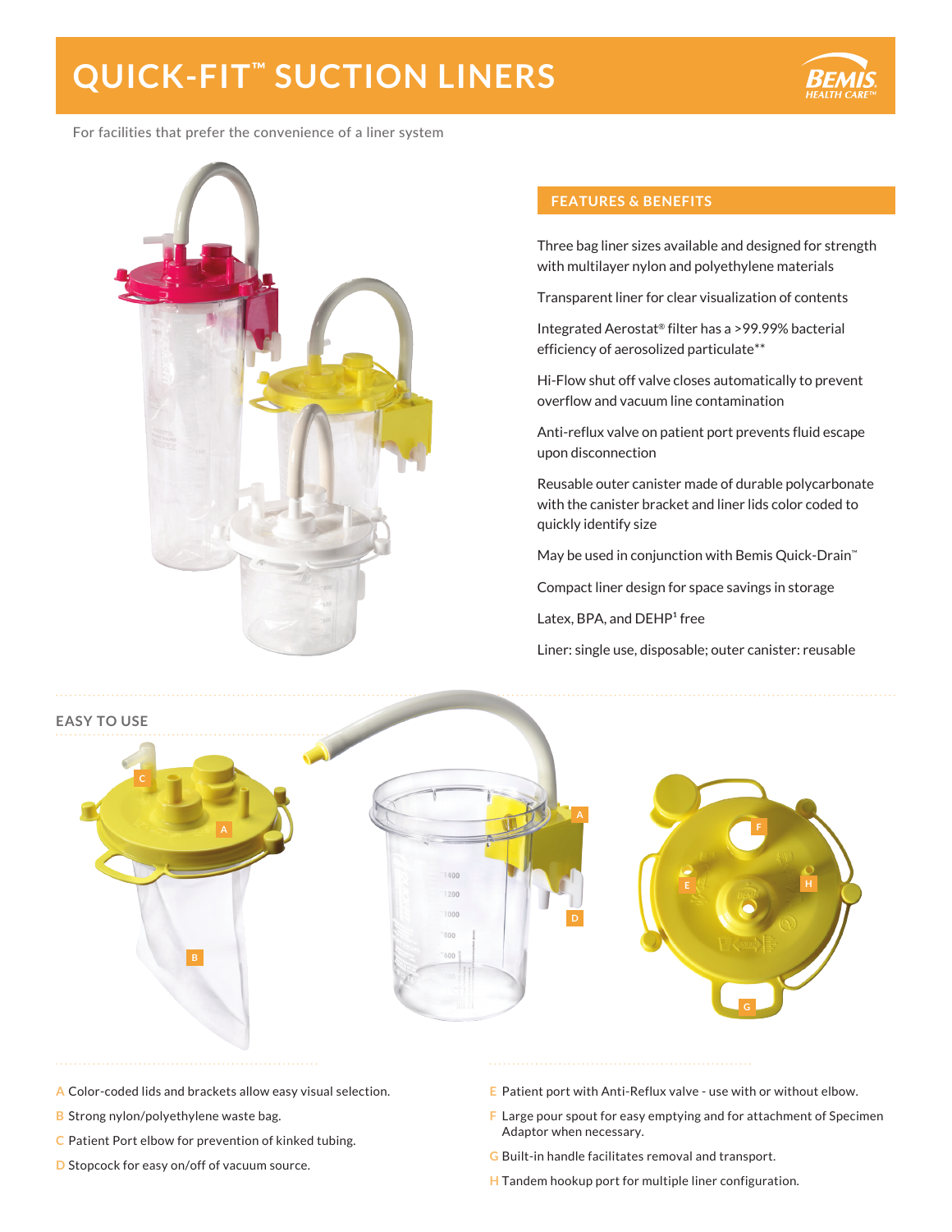# QUICK-FIT™ SUCTION LINERS

For facilities that prefer the convenience of a liner system

## FEATURES & BENEFITS

Three bag liner sizes available and designed for strength with multilayer nylon and polyethylene materials

Transparent liner for clear visualization of contents

Integrated Aerostat® filter has a >99.99% bacterial efficiency of aerosolized particulate**

Hi-Flow shut off valve closes automatically to prevent overflow and vacuum line contamination

Anti-reflux valve on patient port prevents fluid escape upon disconnection

Reusable outer canister made of durable polycarbonate with the canister bracket and liner lids color coded to quickly identify size

May be used in conjunction with Bemis Quick-Drain™

Compact liner design for space savings in storage

Latex, BPA, and DEHP[1] free

Liner: single use, disposable; outer canister: reusable

## EASY TO USE

**A** Color-coded lids and brackets allow easy visual selection.

**B** Strong nylon/polyethylene waste bag.

**C** Patient Port elbow for prevention of kinked tubing.

**D** Stopcock for easy on/off of vacuum source.

**E** Patient port with Anti-Reflux valve - use with or without elbow.

**F** Large pour spout for easy emptying and for attachment of Specimen Adaptor when necessary.

**G** Built-in handle facilitates removal and transport.

**H** Tandem hookup port for multiple liner configuration.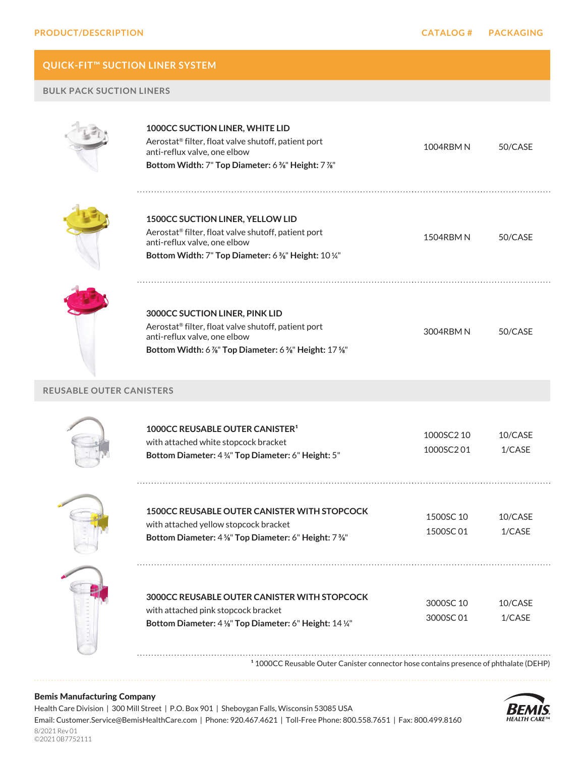| PRODUCT/DESCRIPTION | CATALOG # | PACKAGING |
|---|---|---|
| **QUICK-FIT™ SUCTION LINER SYSTEM** | | |
| **BULK PACK SUCTION LINERS** | | |
| **1000CC SUCTION LINER, WHITE LID**<br>Aerostat® filter, float valve shutoff, patient port anti-reflux valve, one elbow<br>**Bottom Width:** 7" **Top Diameter:** 6 ⅜" **Height:** 7 ⅞" | 1004RBM N | 50/CASE |
| **1500CC SUCTION LINER, YELLOW LID**<br>Aerostat® filter, float valve shutoff, patient port anti-reflux valve, one elbow<br>**Bottom Width:** 7" **Top Diameter:** 6 ⅜" **Height:** 10 ¼" | 1504RBM N | 50/CASE |
| **3000CC SUCTION LINER, PINK LID**<br>Aerostat® filter, float valve shutoff, patient port anti-reflux valve, one elbow<br>**Bottom Width:** 6 ⅞" **Top Diameter:** 6 ⅜" **Height:** 17 ⅝" | 3004RBM N | 50/CASE |
| **REUSABLE OUTER CANISTERS** | | |
| **1000CC REUSABLE OUTER CANISTER**[1]<br>with attached white stopcock bracket<br>**Bottom Diameter:** 4 ¾" **Top Diameter:** 6" **Height:** 5" | 1000SC2 10<br>1000SC2 01 | 10/CASE<br>1/CASE |
| **1500CC REUSABLE OUTER CANISTER WITH STOPCOCK**<br>with attached yellow stopcock bracket<br>**Bottom Diameter:** 4 ⅝" **Top Diameter:** 6" **Height:** 7 ⅜" | 1500SC 10<br>1500SC 01 | 10/CASE<br>1/CASE |
| **3000CC REUSABLE OUTER CANISTER WITH STOPCOCK**<br>with attached pink stopcock bracket<br>**Bottom Diameter:** 4 ⅛" **Top Diameter:** 6" **Height:** 14 ¼" | 3000SC 10<br>3000SC 01 | 10/CASE<br>1/CASE |

[1] 1000CC Reusable Outer Canister connector hose contains presence of phthalate (DEHP)

**Bemis Manufacturing Company**
Health Care Division | 300 Mill Street | P.O. Box 901 | Sheboygan Falls, Wisconsin 53085 USA
Email: Customer.Service@BemisHealthCare.com | Phone: 920.467.4621 | Toll-Free Phone: 800.558.7651 | Fax: 800.499.8160

8/2021 Rev 01
©2021 0B7752111

BEMIS HEALTH CARE™